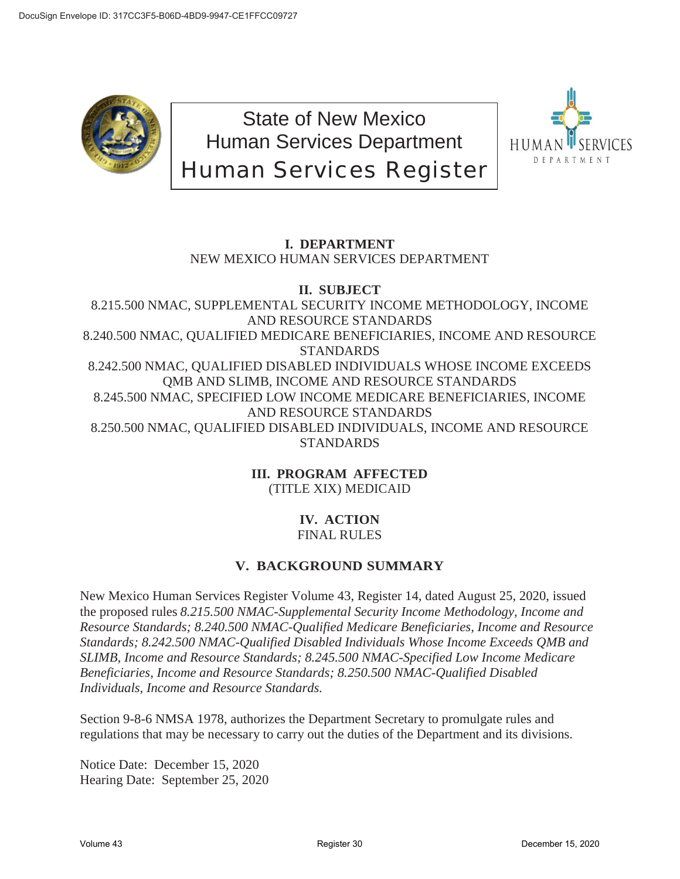DocuSign Envelope ID: 317CC3F5-B06D-4BD9-9947-CE1FFCC09727

# State of New Mexico
# Human Services Department
# Human Services Register

HUMAN SERVICES DEPARTMENT

**I. DEPARTMENT**
NEW MEXICO HUMAN SERVICES DEPARTMENT

**II. SUBJECT**
8.215.500 NMAC, SUPPLEMENTAL SECURITY INCOME METHODOLOGY, INCOME AND RESOURCE STANDARDS
8.240.500 NMAC, QUALIFIED MEDICARE BENEFICIARIES, INCOME AND RESOURCE STANDARDS
8.242.500 NMAC, QUALIFIED DISABLED INDIVIDUALS WHOSE INCOME EXCEEDS QMB AND SLIMB, INCOME AND RESOURCE STANDARDS
8.245.500 NMAC, SPECIFIED LOW INCOME MEDICARE BENEFICIARIES, INCOME AND RESOURCE STANDARDS
8.250.500 NMAC, QUALIFIED DISABLED INDIVIDUALS, INCOME AND RESOURCE STANDARDS

**III. PROGRAM AFFECTED**
(TITLE XIX) MEDICAID

**IV. ACTION**
FINAL RULES

**V. BACKGROUND SUMMARY**

New Mexico Human Services Register Volume 43, Register 14, dated August 25, 2020, issued the proposed rules *8.215.500 NMAC-Supplemental Security Income Methodology, Income and Resource Standards; 8.240.500 NMAC-Qualified Medicare Beneficiaries, Income and Resource Standards; 8.242.500 NMAC-Qualified Disabled Individuals Whose Income Exceeds QMB and SLIMB, Income and Resource Standards; 8.245.500 NMAC-Specified Low Income Medicare Beneficiaries, Income and Resource Standards; 8.250.500 NMAC-Qualified Disabled Individuals, Income and Resource Standards.*

Section 9-8-6 NMSA 1978, authorizes the Department Secretary to promulgate rules and regulations that may be necessary to carry out the duties of the Department and its divisions.

Notice Date: December 15, 2020
Hearing Date: September 25, 2020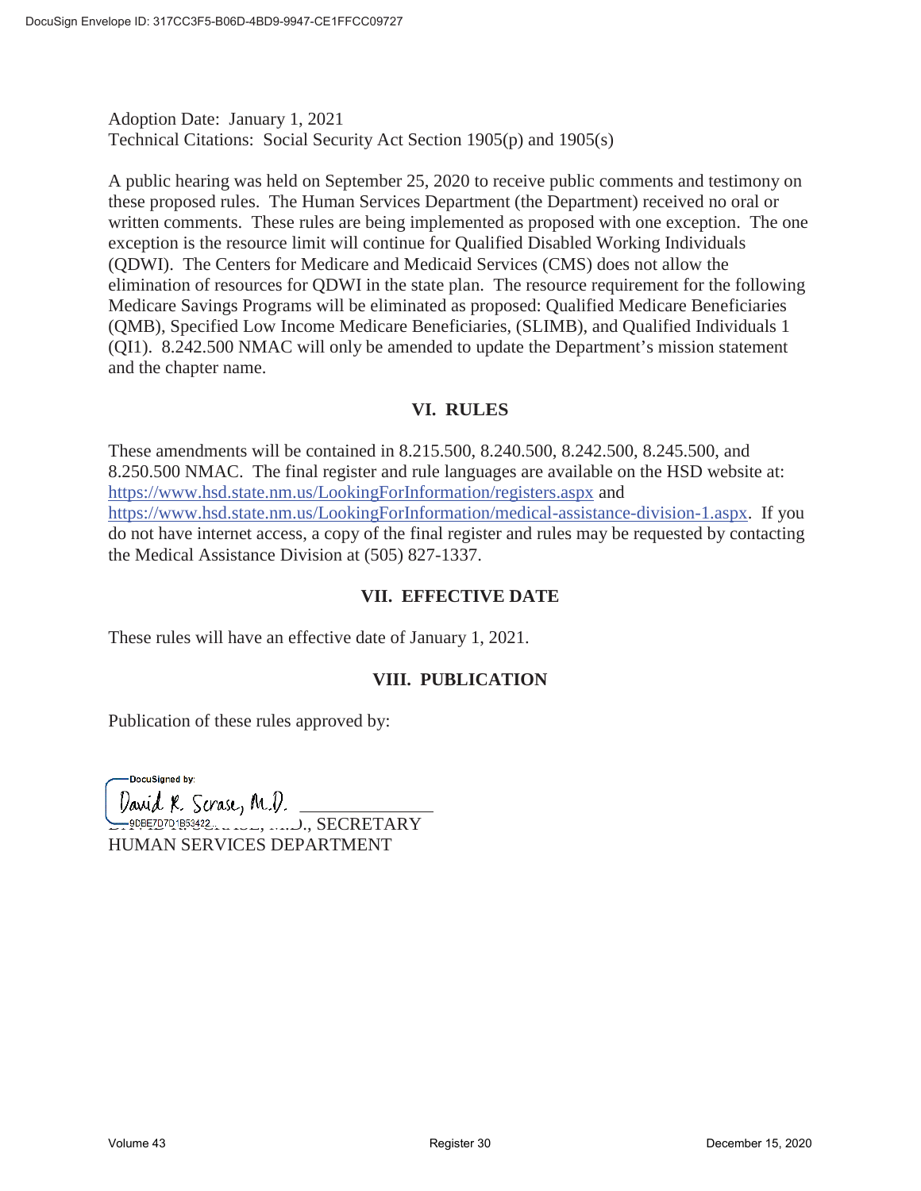Adoption Date: January 1, 2021
Technical Citations: Social Security Act Section 1905(p) and 1905(s)

A public hearing was held on September 25, 2020 to receive public comments and testimony on these proposed rules. The Human Services Department (the Department) received no oral or written comments. These rules are being implemented as proposed with one exception. The one exception is the resource limit will continue for Qualified Disabled Working Individuals (QDWI). The Centers for Medicare and Medicaid Services (CMS) does not allow the elimination of resources for QDWI in the state plan. The resource requirement for the following Medicare Savings Programs will be eliminated as proposed: Qualified Medicare Beneficiaries (QMB), Specified Low Income Medicare Beneficiaries, (SLIMB), and Qualified Individuals 1 (QI1). 8.242.500 NMAC will only be amended to update the Department's mission statement and the chapter name.

## VI. RULES

These amendments will be contained in 8.215.500, 8.240.500, 8.242.500, 8.245.500, and 8.250.500 NMAC. The final register and rule languages are available on the HSD website at: https://www.hsd.state.nm.us/LookingForInformation/registers.aspx and https://www.hsd.state.nm.us/LookingForInformation/medical-assistance-division-1.aspx. If you do not have internet access, a copy of the final register and rules may be requested by contacting the Medical Assistance Division at (505) 827-1337.

## VII. EFFECTIVE DATE

These rules will have an effective date of January 1, 2021.

## VIII. PUBLICATION

Publication of these rules approved by:

DocuSigned by:
David R. Scrase, M.D.
9DBE7D7D1B53422...

DAVID R. SCRASE, M.D., SECRETARY
HUMAN SERVICES DEPARTMENT